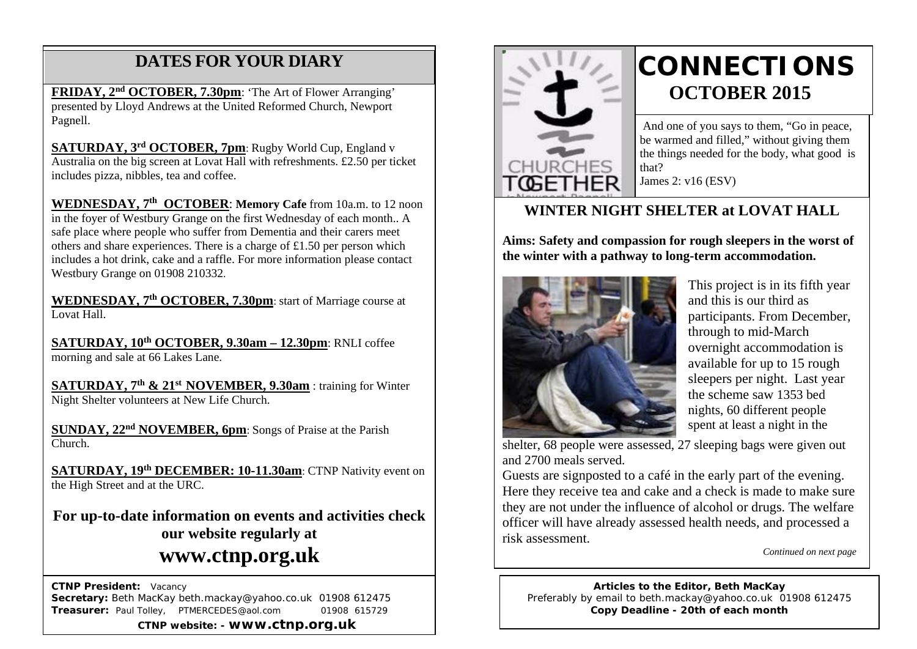## DATES FOR YOUR DIARY

**FRIDAY, 2nd OCTOBER, 7.30pm**: 'The Art of Flower Arranging' presented by Lloyd Andrews at the United Reformed Church, Newport Pagnell.

**SATURDAY, 3rd OCTOBER, 7pm**: Rugby World Cup, England v Australia on the big screen at Lovat Hall with refreshments. £2.50 per ticket includes pizza, nibbles, tea and coffee.

**WEDNESDAY, 7th OCTOBER**: **Memory Cafe** from 10a.m. to 12 noon in the foyer of Westbury Grange on the first Wednesday of each month.. A safe place where people who suffer from Dementia and their carers meet others and share experiences. There is a charge of £1.50 per person which includes a hot drink, cake and a raffle. For more information please contact Westbury Grange on 01908 210332.

**WEDNESDAY, 7th OCTOBER, 7.30pm**: start of Marriage course at Lovat Hall.

**SATURDAY, 10th OCTOBER, 9.30am – 12.30pm**: RNLI coffee morning and sale at 66 Lakes Lane.

**SATURDAY, 7th & 21st NOVEMBER, 9.30am** : training for Winter Night Shelter volunteers at New Life Church.

**SUNDAY, 22nd NOVEMBER, 6pm**: Songs of Praise at the Parish Church.

**SATURDAY, 19th DECEMBER: 10-11.30am**: CTNP Nativity event on the High Street and at the URC.

**For up-to-date information on events and activities check our website regularly at**

## www.ctnp.org.uk

**CTNP President:** Vacancy
**Secretary:** Beth MacKay beth.mackay@yahoo.co.uk 01908 612475
**Treasurer:** Paul Tolley, PTMERCEDES@aol.com 01908 615729
**CTNP website: - www.ctnp.org.uk**

# CONNECTIONS
## OCTOBER 2015

And one of you says to them, "Go in peace, be warmed and filled," without giving them the things needed for the body, what good is that?
James 2: v16 (ESV)

## WINTER NIGHT SHELTER at LOVAT HALL

**Aims: Safety and compassion for rough sleepers in the worst of the winter with a pathway to long-term accommodation.**

This project is in its fifth year and this is our third as participants. From December, through to mid-March overnight accommodation is available for up to 15 rough sleepers per night. Last year the scheme saw 1353 bed nights, 60 different people spent at least a night in the shelter, 68 people were assessed, 27 sleeping bags were given out and 2700 meals served.

Guests are signposted to a café in the early part of the evening. Here they receive tea and cake and a check is made to make sure they are not under the influence of alcohol or drugs. The welfare officer will have already assessed health needs, and processed a risk assessment.

*Continued on next page*

**Articles to the Editor, Beth MacKay**
Preferably by email to beth.mackay@yahoo.co.uk 01908 612475
**Copy Deadline - 20th of each month**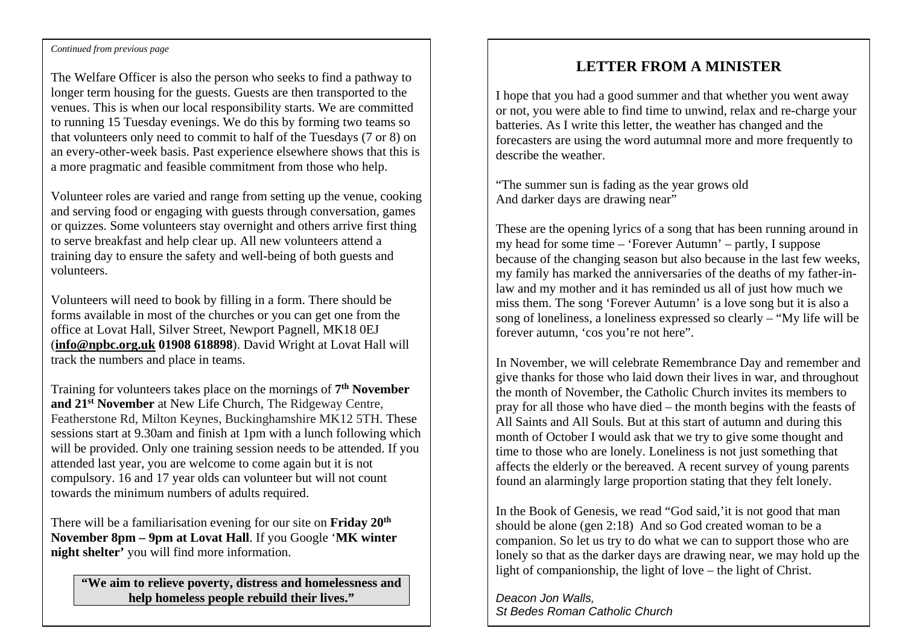*Continued from previous page*

The Welfare Officer is also the person who seeks to find a pathway to longer term housing for the guests. Guests are then transported to the venues. This is when our local responsibility starts. We are committed to running 15 Tuesday evenings. We do this by forming two teams so that volunteers only need to commit to half of the Tuesdays (7 or 8) on an every-other-week basis. Past experience elsewhere shows that this is a more pragmatic and feasible commitment from those who help.

Volunteer roles are varied and range from setting up the venue, cooking and serving food or engaging with guests through conversation, games or quizzes. Some volunteers stay overnight and others arrive first thing to serve breakfast and help clear up. All new volunteers attend a training day to ensure the safety and well-being of both guests and volunteers.

Volunteers will need to book by filling in a form. There should be forms available in most of the churches or you can get one from the office at Lovat Hall, Silver Street, Newport Pagnell, MK18 0EJ (**info@npbc.org.uk 01908 618898**). David Wright at Lovat Hall will track the numbers and place in teams.

Training for volunteers takes place on the mornings of **7th November and 21st November** at New Life Church, The Ridgeway Centre, Featherstone Rd, Milton Keynes, Buckinghamshire MK12 5TH. These sessions start at 9.30am and finish at 1pm with a lunch following which will be provided. Only one training session needs to be attended. If you attended last year, you are welcome to come again but it is not compulsory. 16 and 17 year olds can volunteer but will not count towards the minimum numbers of adults required.

There will be a familiarisation evening for our site on **Friday 20th November 8pm – 9pm at Lovat Hall**. If you Google '**MK winter night shelter'** you will find more information.

**"We aim to relieve poverty, distress and homelessness and help homeless people rebuild their lives."**

## LETTER FROM A MINISTER

I hope that you had a good summer and that whether you went away or not, you were able to find time to unwind, relax and re-charge your batteries. As I write this letter, the weather has changed and the forecasters are using the word autumnal more and more frequently to describe the weather.

"The summer sun is fading as the year grows old
And darker days are drawing near"

These are the opening lyrics of a song that has been running around in my head for some time – 'Forever Autumn' – partly, I suppose because of the changing season but also because in the last few weeks, my family has marked the anniversaries of the deaths of my father-in-law and my mother and it has reminded us all of just how much we miss them. The song 'Forever Autumn' is a love song but it is also a song of loneliness, a loneliness expressed so clearly – "My life will be forever autumn, 'cos you're not here".

In November, we will celebrate Remembrance Day and remember and give thanks for those who laid down their lives in war, and throughout the month of November, the Catholic Church invites its members to pray for all those who have died – the month begins with the feasts of All Saints and All Souls. But at this start of autumn and during this month of October I would ask that we try to give some thought and time to those who are lonely. Loneliness is not just something that affects the elderly or the bereaved. A recent survey of young parents found an alarmingly large proportion stating that they felt lonely.

In the Book of Genesis, we read "God said,'it is not good that man should be alone (gen 2:18) And so God created woman to be a companion. So let us try to do what we can to support those who are lonely so that as the darker days are drawing near, we may hold up the light of companionship, the light of love – the light of Christ.

*Deacon Jon Walls,*
*St Bedes Roman Catholic Church*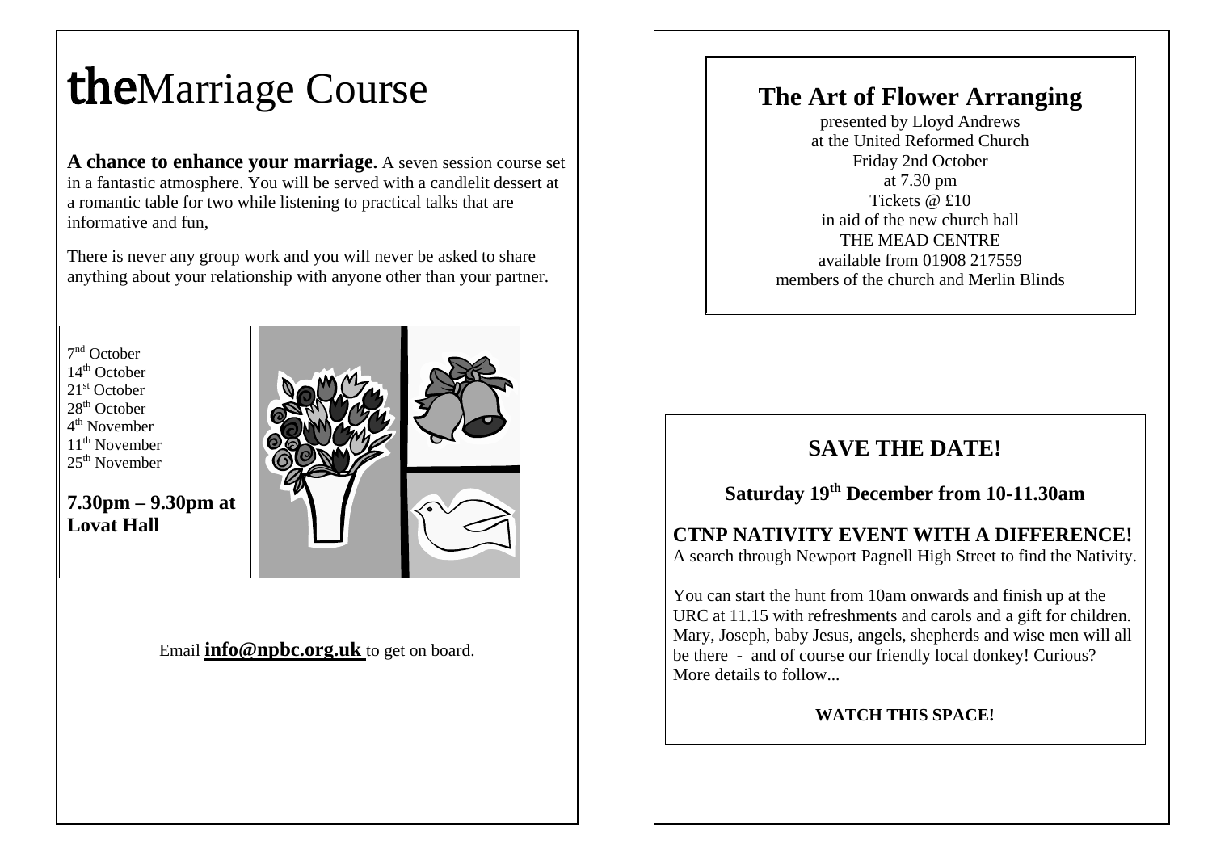# theMarriage Course

**A chance to enhance your marriage.** A seven session course set in a fantastic atmosphere. You will be served with a candlelit dessert at a romantic table for two while listening to practical talks that are informative and fun,

There is never any group work and you will never be asked to share anything about your relationship with anyone other than your partner.

7nd October
14th October
21st October
28th October
4th November
11th November
25th November

**7.30pm – 9.30pm at Lovat Hall**

Email **info@npbc.org.uk** to get on board.

## The Art of Flower Arranging

presented by Lloyd Andrews
at the United Reformed Church
Friday 2nd October
at 7.30 pm
Tickets @ £10
in aid of the new church hall
THE MEAD CENTRE
available from 01908 217559
members of the church and Merlin Blinds

## SAVE THE DATE!

### Saturday 19th December from 10-11.30am

**CTNP NATIVITY EVENT WITH A DIFFERENCE!**
A search through Newport Pagnell High Street to find the Nativity.

You can start the hunt from 10am onwards and finish up at the URC at 11.15 with refreshments and carols and a gift for children. Mary, Joseph, baby Jesus, angels, shepherds and wise men will all be there - and of course our friendly local donkey! Curious? More details to follow...

**WATCH THIS SPACE!**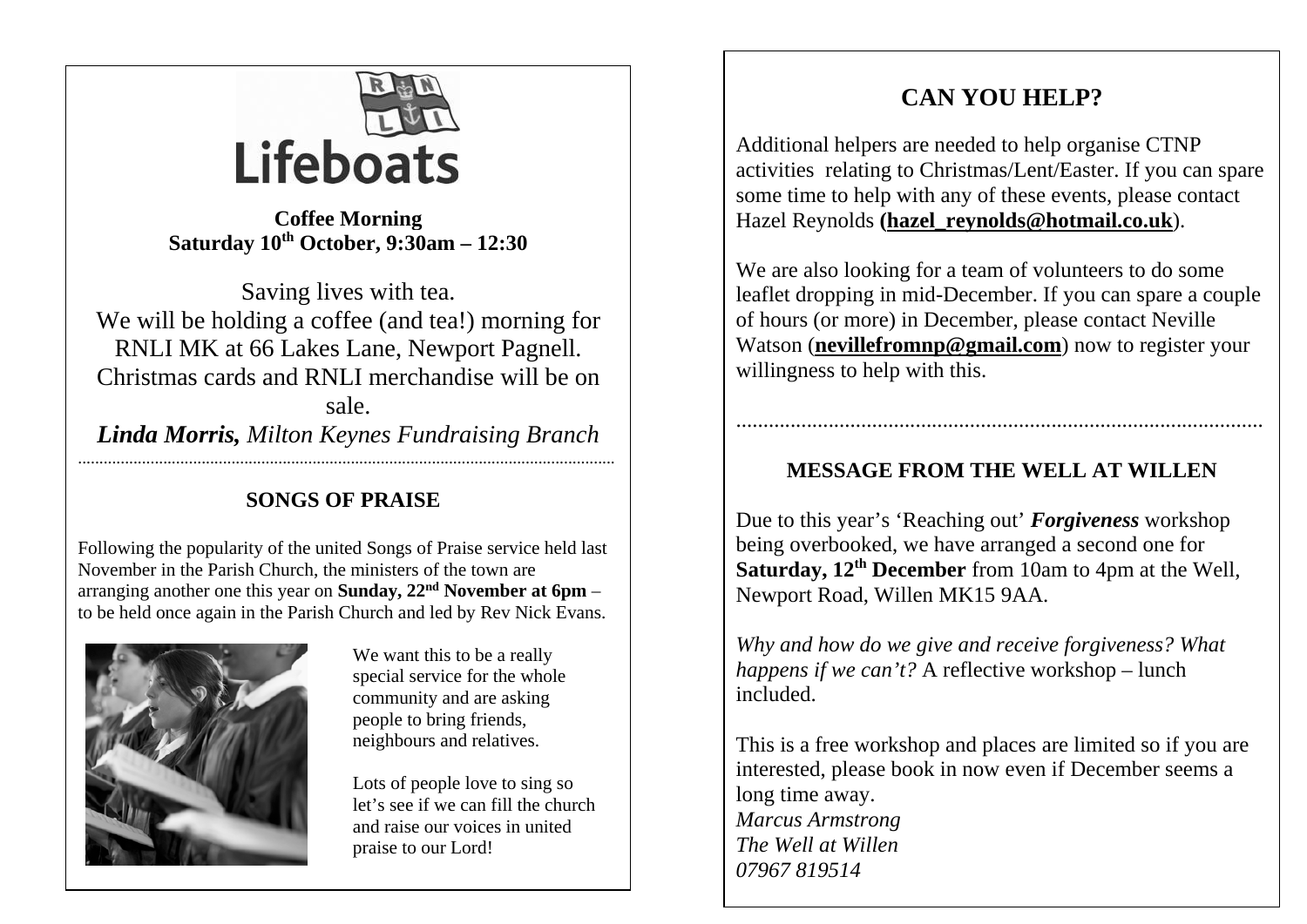Lifeboats

**Coffee Morning**
**Saturday 10th October, 9:30am – 12:30**

Saving lives with tea.
We will be holding a coffee (and tea!) morning for RNLI MK at 66 Lakes Lane, Newport Pagnell. Christmas cards and RNLI merchandise will be on sale.

***Linda Morris,*** *Milton Keynes Fundraising Branch*

---

## SONGS OF PRAISE

Following the popularity of the united Songs of Praise service held last November in the Parish Church, the ministers of the town are arranging another one this year on **Sunday, 22nd November at 6pm** – to be held once again in the Parish Church and led by Rev Nick Evans.

We want this to be a really special service for the whole community and are asking people to bring friends, neighbours and relatives.

Lots of people love to sing so let's see if we can fill the church and raise our voices in united praise to our Lord!

## CAN YOU HELP?

Additional helpers are needed to help organise CTNP activities relating to Christmas/Lent/Easter. If you can spare some time to help with any of these events, please contact Hazel Reynolds **(hazel_reynolds@hotmail.co.uk**).

We are also looking for a team of volunteers to do some leaflet dropping in mid-December. If you can spare a couple of hours (or more) in December, please contact Neville Watson (**nevillefromnp@gmail.com**) now to register your willingness to help with this.

---

## MESSAGE FROM THE WELL AT WILLEN

Due to this year's 'Reaching out' ***Forgiveness*** workshop being overbooked, we have arranged a second one for **Saturday, 12th December** from 10am to 4pm at the Well, Newport Road, Willen MK15 9AA.

*Why and how do we give and receive forgiveness? What happens if we can't?* A reflective workshop – lunch included.

This is a free workshop and places are limited so if you are interested, please book in now even if December seems a long time away.

*Marcus Armstrong*
*The Well at Willen*
*07967 819514*